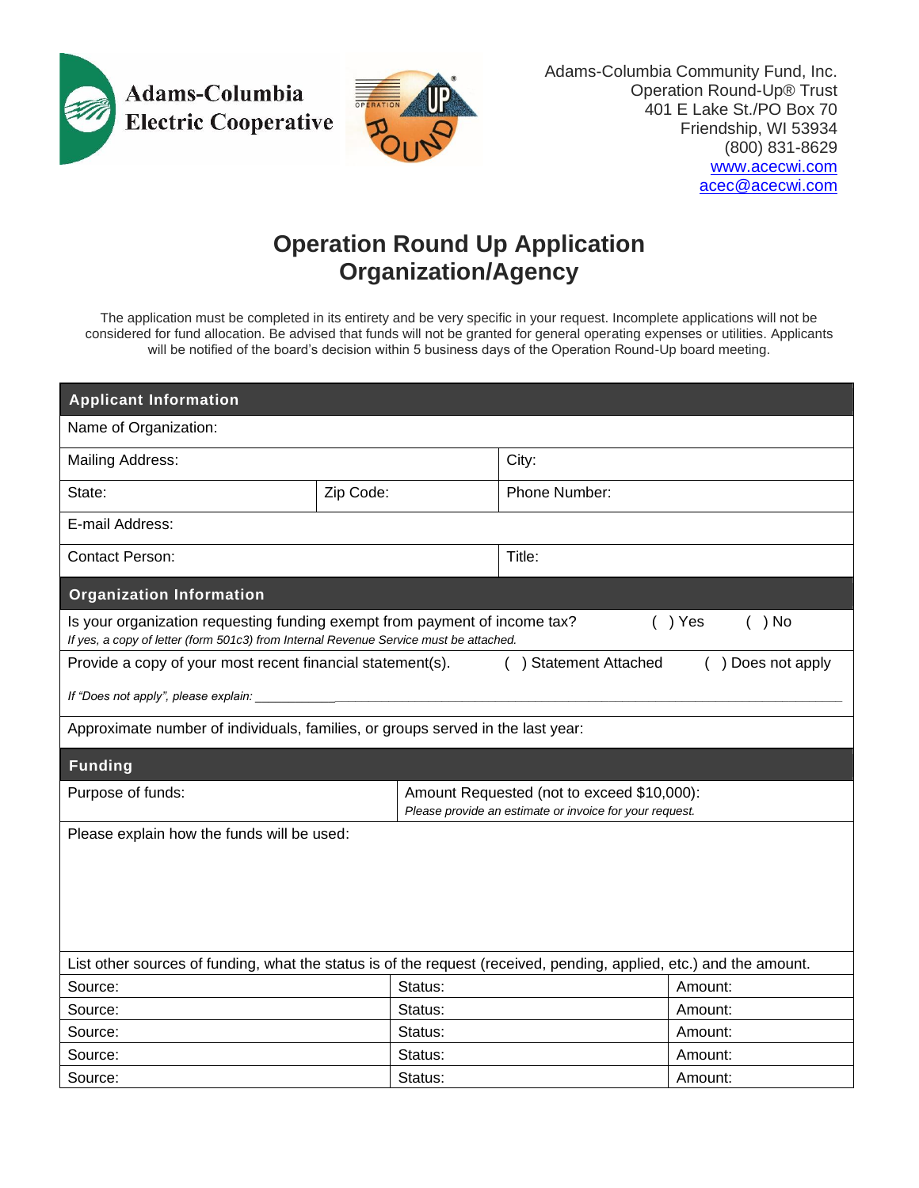Adams-Columbia Electric Cooperative

Adams-Columbia Community Fund, Inc.
Operation Round-Up® Trust
401 E Lake St./PO Box 70
Friendship, WI 53934
(800) 831-8629
www.acecwi.com
acec@acecwi.com

# Operation Round Up Application
# Organization/Agency

The application must be completed in its entirety and be very specific in your request. Incomplete applications will not be considered for fund allocation. Be advised that funds will not be granted for general operating expenses or utilities. Applicants will be notified of the board's decision within 5 business days of the Operation Round-Up board meeting.

| **Applicant Information** | | | |
|---|---|---|---|
| Name of Organization: | | | |
| Mailing Address: | | City: | |
| State: | Zip Code: | Phone Number: | |
| E-mail Address: | | | |
| Contact Person: | | Title: | |

| **Organization Information** |
|---|
| Is your organization requesting funding exempt from payment of income tax? ( ) Yes ( ) No<br>*If yes, a copy of letter (form 501c3) from Internal Revenue Service must be attached.* |
| Provide a copy of your most recent financial statement(s). ( ) Statement Attached ( ) Does not apply<br>*If "Does not apply", please explain:* ______________________ |
| Approximate number of individuals, families, or groups served in the last year: |

| **Funding** | |
|---|---|
| Purpose of funds: | Amount Requested (not to exceed $10,000):<br>*Please provide an estimate or invoice for your request.* |
| Please explain how the funds will be used: | |

List other sources of funding, what the status is of the request (received, pending, applied, etc.) and the amount.

| Source: | Status: | Amount: |
|---|---|---|
| Source: | Status: | Amount: |
| Source: | Status: | Amount: |
| Source: | Status: | Amount: |
| Source: | Status: | Amount: |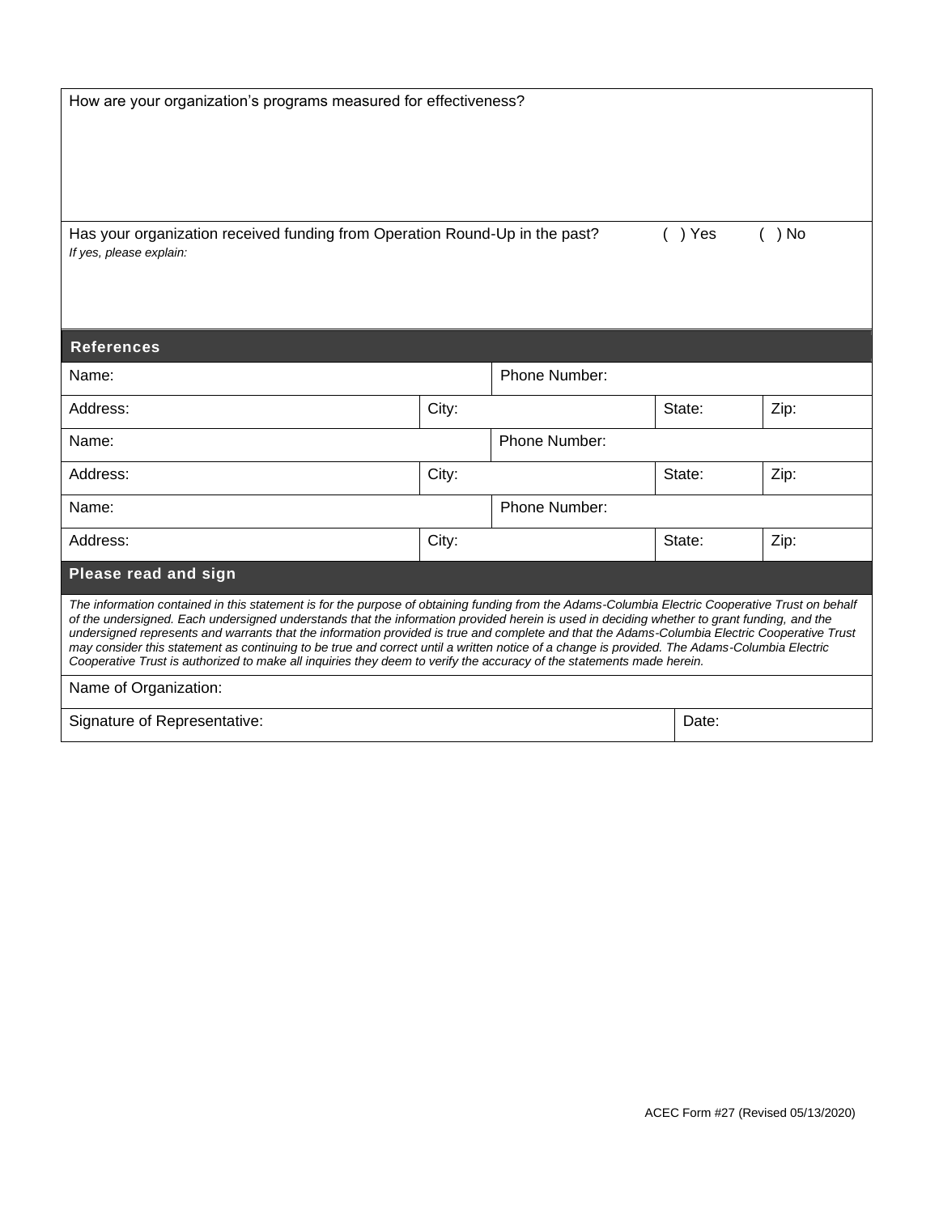How are your organization's programs measured for effectiveness?

Has your organization received funding from Operation Round-Up in the past? ( ) Yes ( ) No

*If yes, please explain:*

## References

| | | | | |
|---|---|---|---|---|
| Name: | | Phone Number: | | |
| Address: | City: | | State: | Zip: |
| Name: | | Phone Number: | | |
| Address: | City: | | State: | Zip: |
| Name: | | Phone Number: | | |
| Address: | City: | | State: | Zip: |

## Please read and sign

*The information contained in this statement is for the purpose of obtaining funding from the Adams-Columbia Electric Cooperative Trust on behalf of the undersigned. Each undersigned understands that the information provided herein is used in deciding whether to grant funding, and the undersigned represents and warrants that the information provided is true and complete and that the Adams-Columbia Electric Cooperative Trust may consider this statement as continuing to be true and correct until a written notice of a change is provided. The Adams-Columbia Electric Cooperative Trust is authorized to make all inquiries they deem to verify the accuracy of the statements made herein.*

| | |
|---|---|
| Name of Organization: | |
| Signature of Representative: | Date: |

ACEC Form #27 (Revised 05/13/2020)